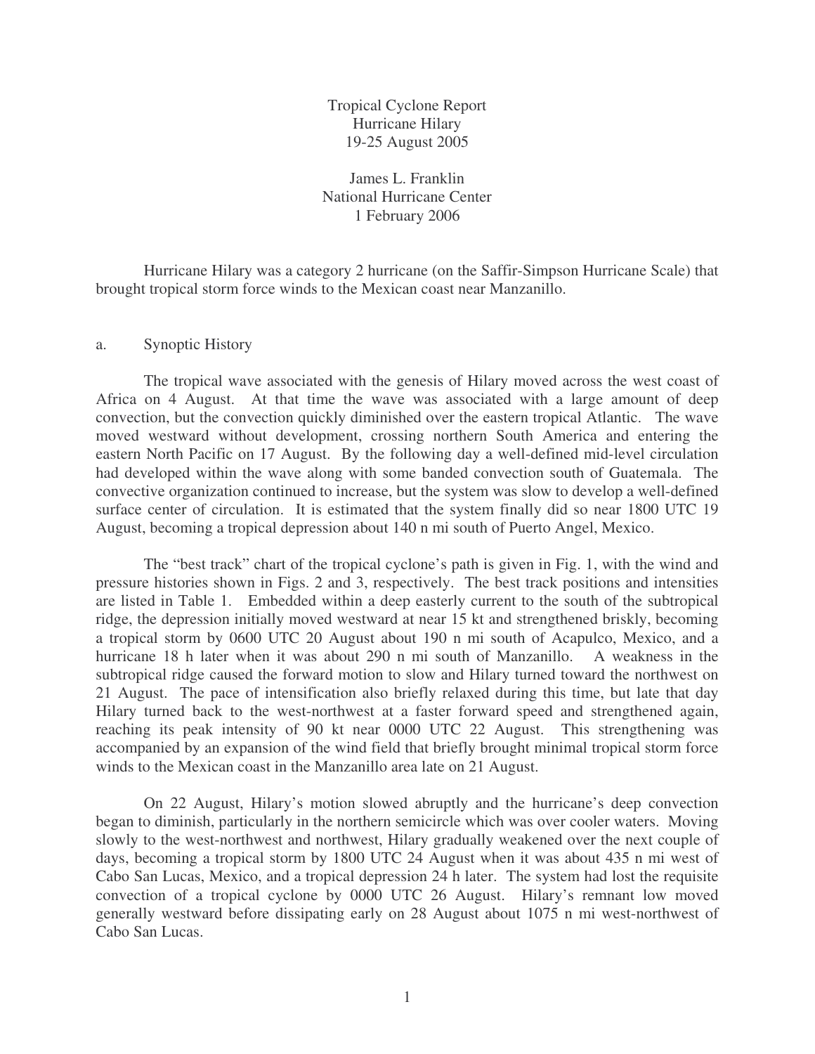# Tropical Cyclone Report
# Hurricane Hilary
## 19-25 August 2005

James L. Franklin
National Hurricane Center
1 February 2006

Hurricane Hilary was a category 2 hurricane (on the Saffir-Simpson Hurricane Scale) that brought tropical storm force winds to the Mexican coast near Manzanillo.

## a. Synoptic History

The tropical wave associated with the genesis of Hilary moved across the west coast of Africa on 4 August. At that time the wave was associated with a large amount of deep convection, but the convection quickly diminished over the eastern tropical Atlantic. The wave moved westward without development, crossing northern South America and entering the eastern North Pacific on 17 August. By the following day a well-defined mid-level circulation had developed within the wave along with some banded convection south of Guatemala. The convective organization continued to increase, but the system was slow to develop a well-defined surface center of circulation. It is estimated that the system finally did so near 1800 UTC 19 August, becoming a tropical depression about 140 n mi south of Puerto Angel, Mexico.

The "best track" chart of the tropical cyclone's path is given in Fig. 1, with the wind and pressure histories shown in Figs. 2 and 3, respectively. The best track positions and intensities are listed in Table 1. Embedded within a deep easterly current to the south of the subtropical ridge, the depression initially moved westward at near 15 kt and strengthened briskly, becoming a tropical storm by 0600 UTC 20 August about 190 n mi south of Acapulco, Mexico, and a hurricane 18 h later when it was about 290 n mi south of Manzanillo. A weakness in the subtropical ridge caused the forward motion to slow and Hilary turned toward the northwest on 21 August. The pace of intensification also briefly relaxed during this time, but late that day Hilary turned back to the west-northwest at a faster forward speed and strengthened again, reaching its peak intensity of 90 kt near 0000 UTC 22 August. This strengthening was accompanied by an expansion of the wind field that briefly brought minimal tropical storm force winds to the Mexican coast in the Manzanillo area late on 21 August.

On 22 August, Hilary's motion slowed abruptly and the hurricane's deep convection began to diminish, particularly in the northern semicircle which was over cooler waters. Moving slowly to the west-northwest and northwest, Hilary gradually weakened over the next couple of days, becoming a tropical storm by 1800 UTC 24 August when it was about 435 n mi west of Cabo San Lucas, Mexico, and a tropical depression 24 h later. The system had lost the requisite convection of a tropical cyclone by 0000 UTC 26 August. Hilary's remnant low moved generally westward before dissipating early on 28 August about 1075 n mi west-northwest of Cabo San Lucas.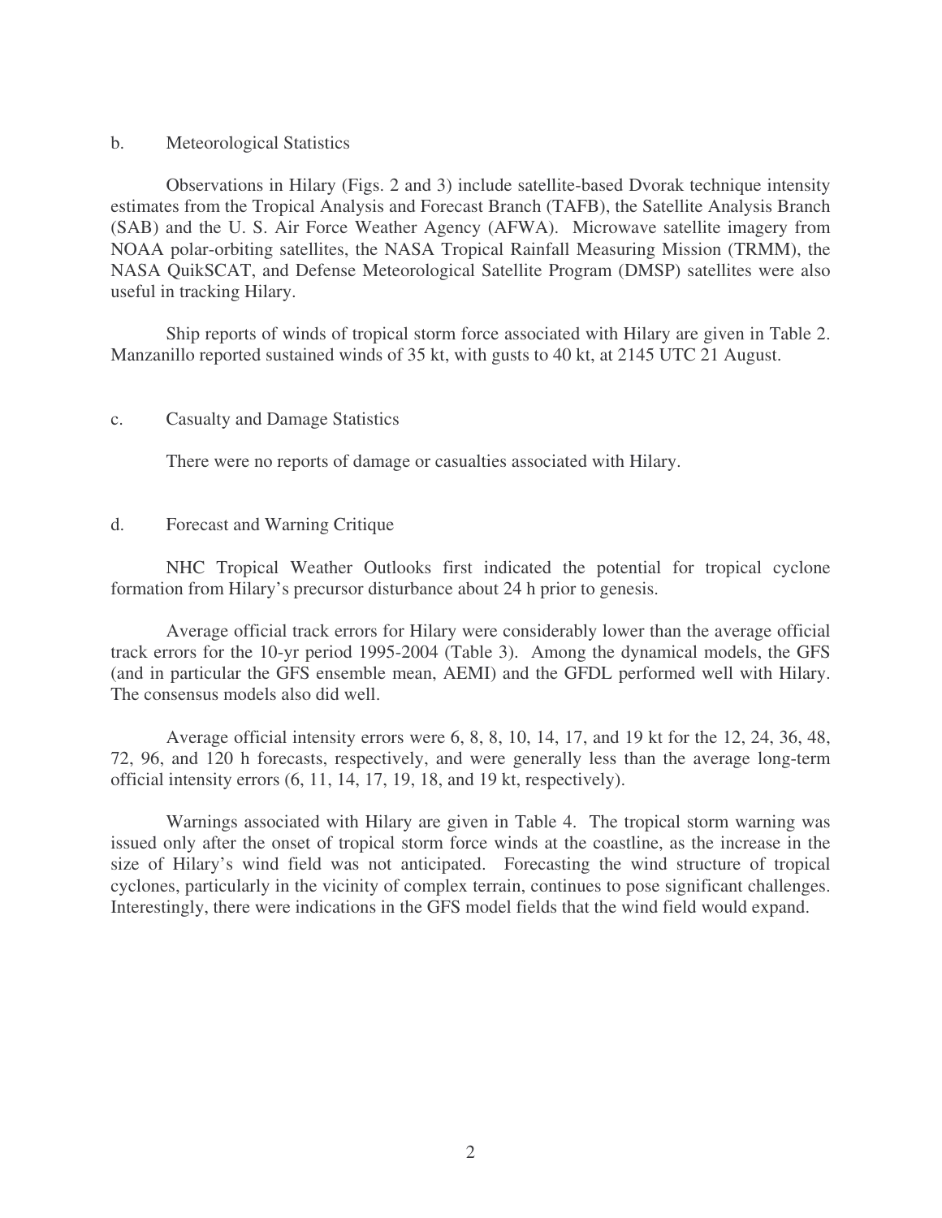### b. Meteorological Statistics

Observations in Hilary (Figs. 2 and 3) include satellite-based Dvorak technique intensity estimates from the Tropical Analysis and Forecast Branch (TAFB), the Satellite Analysis Branch (SAB) and the U. S. Air Force Weather Agency (AFWA). Microwave satellite imagery from NOAA polar-orbiting satellites, the NASA Tropical Rainfall Measuring Mission (TRMM), the NASA QuikSCAT, and Defense Meteorological Satellite Program (DMSP) satellites were also useful in tracking Hilary.

Ship reports of winds of tropical storm force associated with Hilary are given in Table 2. Manzanillo reported sustained winds of 35 kt, with gusts to 40 kt, at 2145 UTC 21 August.

### c. Casualty and Damage Statistics

There were no reports of damage or casualties associated with Hilary.

### d. Forecast and Warning Critique

NHC Tropical Weather Outlooks first indicated the potential for tropical cyclone formation from Hilary's precursor disturbance about 24 h prior to genesis.

Average official track errors for Hilary were considerably lower than the average official track errors for the 10-yr period 1995-2004 (Table 3). Among the dynamical models, the GFS (and in particular the GFS ensemble mean, AEMI) and the GFDL performed well with Hilary. The consensus models also did well.

Average official intensity errors were 6, 8, 8, 10, 14, 17, and 19 kt for the 12, 24, 36, 48, 72, 96, and 120 h forecasts, respectively, and were generally less than the average long-term official intensity errors (6, 11, 14, 17, 19, 18, and 19 kt, respectively).

Warnings associated with Hilary are given in Table 4. The tropical storm warning was issued only after the onset of tropical storm force winds at the coastline, as the increase in the size of Hilary's wind field was not anticipated. Forecasting the wind structure of tropical cyclones, particularly in the vicinity of complex terrain, continues to pose significant challenges. Interestingly, there were indications in the GFS model fields that the wind field would expand.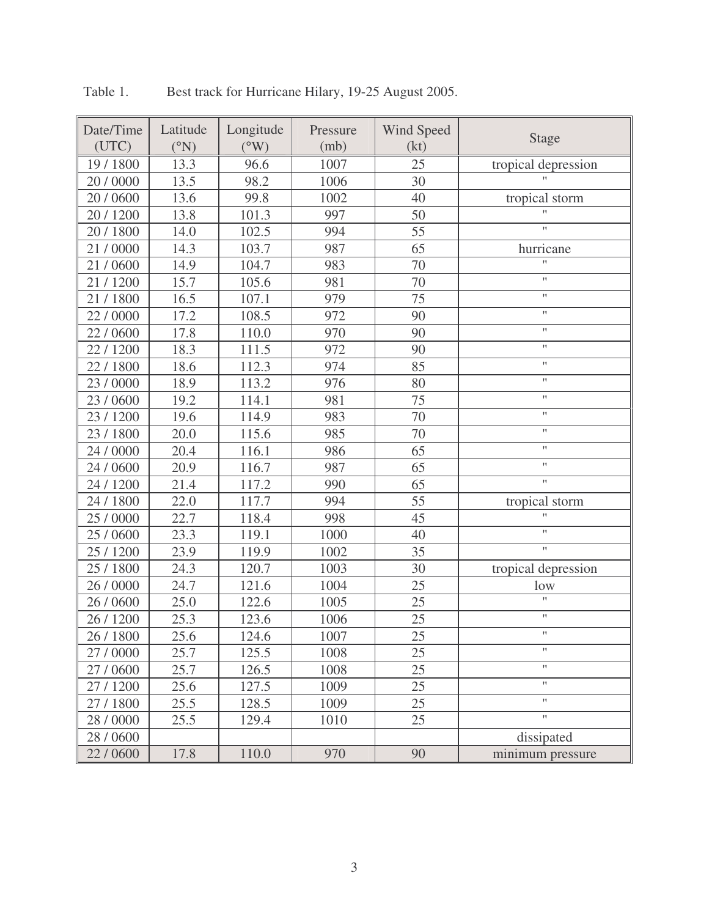Table 1. Best track for Hurricane Hilary, 19-25 August 2005.

| Date/Time (UTC) | Latitude (°N) | Longitude (°W) | Pressure (mb) | Wind Speed (kt) | Stage |
|---|---|---|---|---|---|
| 19 / 1800 | 13.3 | 96.6 | 1007 | 25 | tropical depression |
| 20 / 0000 | 13.5 | 98.2 | 1006 | 30 | " |
| 20 / 0600 | 13.6 | 99.8 | 1002 | 40 | tropical storm |
| 20 / 1200 | 13.8 | 101.3 | 997 | 50 | " |
| 20 / 1800 | 14.0 | 102.5 | 994 | 55 | " |
| 21 / 0000 | 14.3 | 103.7 | 987 | 65 | hurricane |
| 21 / 0600 | 14.9 | 104.7 | 983 | 70 | " |
| 21 / 1200 | 15.7 | 105.6 | 981 | 70 | " |
| 21 / 1800 | 16.5 | 107.1 | 979 | 75 | " |
| 22 / 0000 | 17.2 | 108.5 | 972 | 90 | " |
| 22 / 0600 | 17.8 | 110.0 | 970 | 90 | " |
| 22 / 1200 | 18.3 | 111.5 | 972 | 90 | " |
| 22 / 1800 | 18.6 | 112.3 | 974 | 85 | " |
| 23 / 0000 | 18.9 | 113.2 | 976 | 80 | " |
| 23 / 0600 | 19.2 | 114.1 | 981 | 75 | " |
| 23 / 1200 | 19.6 | 114.9 | 983 | 70 | " |
| 23 / 1800 | 20.0 | 115.6 | 985 | 70 | " |
| 24 / 0000 | 20.4 | 116.1 | 986 | 65 | " |
| 24 / 0600 | 20.9 | 116.7 | 987 | 65 | " |
| 24 / 1200 | 21.4 | 117.2 | 990 | 65 | " |
| 24 / 1800 | 22.0 | 117.7 | 994 | 55 | tropical storm |
| 25 / 0000 | 22.7 | 118.4 | 998 | 45 | " |
| 25 / 0600 | 23.3 | 119.1 | 1000 | 40 | " |
| 25 / 1200 | 23.9 | 119.9 | 1002 | 35 | " |
| 25 / 1800 | 24.3 | 120.7 | 1003 | 30 | tropical depression |
| 26 / 0000 | 24.7 | 121.6 | 1004 | 25 | low |
| 26 / 0600 | 25.0 | 122.6 | 1005 | 25 | " |
| 26 / 1200 | 25.3 | 123.6 | 1006 | 25 | " |
| 26 / 1800 | 25.6 | 124.6 | 1007 | 25 | " |
| 27 / 0000 | 25.7 | 125.5 | 1008 | 25 | " |
| 27 / 0600 | 25.7 | 126.5 | 1008 | 25 | " |
| 27 / 1200 | 25.6 | 127.5 | 1009 | 25 | " |
| 27 / 1800 | 25.5 | 128.5 | 1009 | 25 | " |
| 28 / 0000 | 25.5 | 129.4 | 1010 | 25 | " |
| 28 / 0600 | | | | | dissipated |
| 22 / 0600 | 17.8 | 110.0 | 970 | 90 | minimum pressure |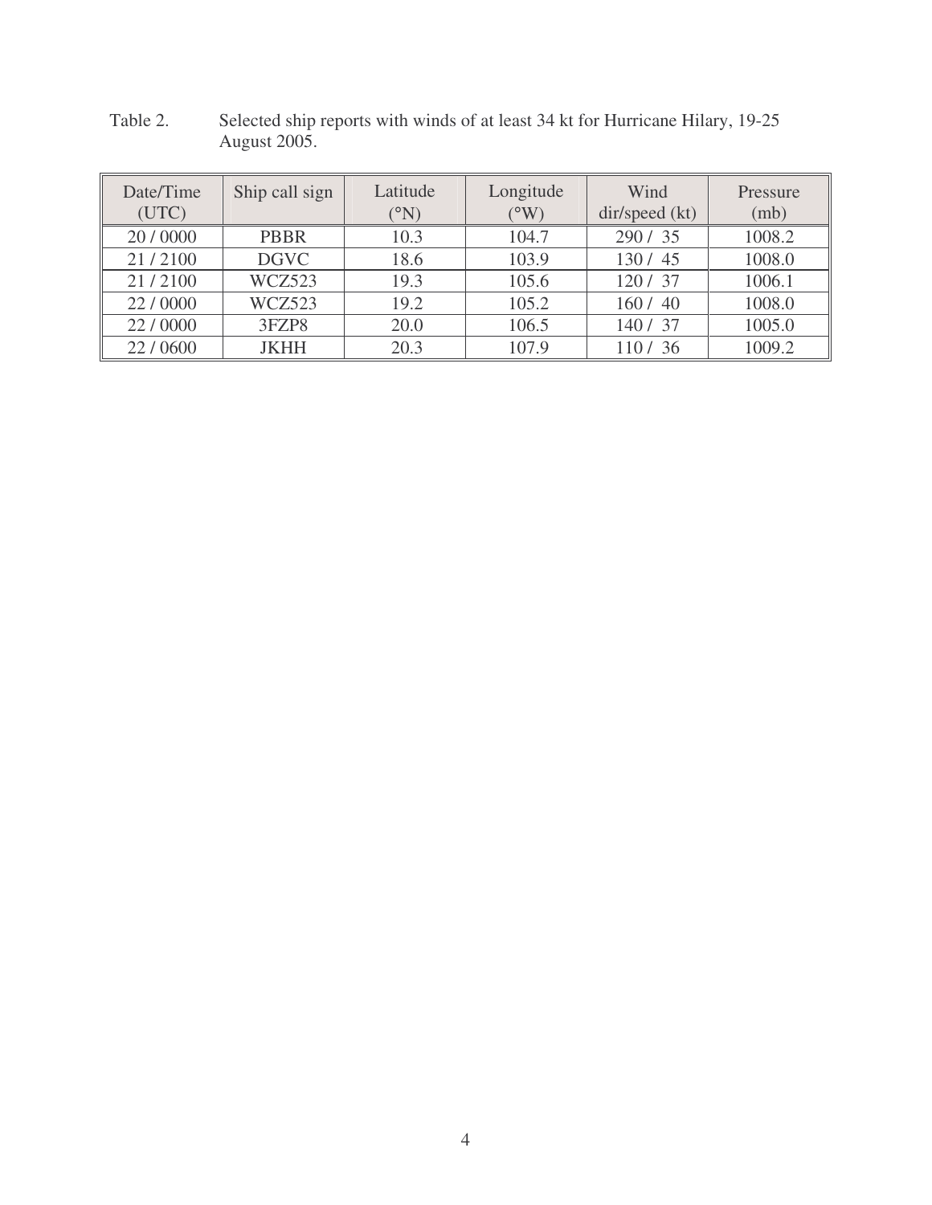Table 2. Selected ship reports with winds of at least 34 kt for Hurricane Hilary, 19-25 August 2005.

| Date/Time (UTC) | Ship call sign | Latitude (°N) | Longitude (°W) | Wind dir/speed (kt) | Pressure (mb) |
|---|---|---|---|---|---|
| 20 / 0000 | PBBR | 10.3 | 104.7 | 290 / 35 | 1008.2 |
| 21 / 2100 | DGVC | 18.6 | 103.9 | 130 / 45 | 1008.0 |
| 21 / 2100 | WCZ523 | 19.3 | 105.6 | 120 / 37 | 1006.1 |
| 22 / 0000 | WCZ523 | 19.2 | 105.2 | 160 / 40 | 1008.0 |
| 22 / 0000 | 3FZP8 | 20.0 | 106.5 | 140 / 37 | 1005.0 |
| 22 / 0600 | JKHH | 20.3 | 107.9 | 110 / 36 | 1009.2 |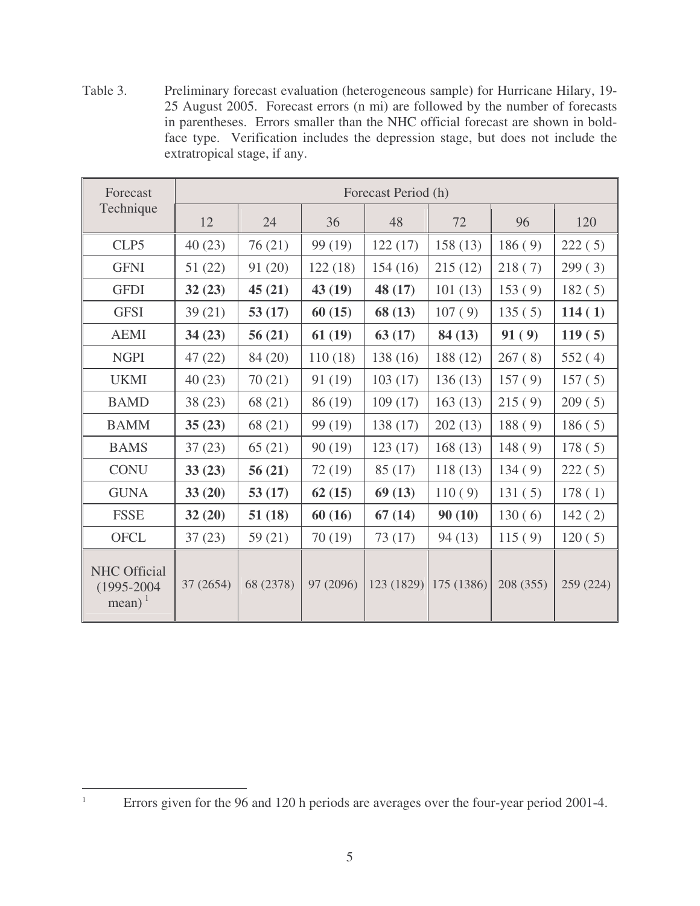Table 3. Preliminary forecast evaluation (heterogeneous sample) for Hurricane Hilary, 19-25 August 2005. Forecast errors (n mi) are followed by the number of forecasts in parentheses. Errors smaller than the NHC official forecast are shown in bold-face type. Verification includes the depression stage, but does not include the extratropical stage, if any.

| Forecast Technique | Forecast Period (h) | | | | | | |
|---|---|---|---|---|---|---|---|
| | 12 | 24 | 36 | 48 | 72 | 96 | 120 |
| CLP5 | 40 (23) | 76 (21) | 99 (19) | 122 (17) | 158 (13) | 186 ( 9) | 222 ( 5) |
| GFNI | 51 (22) | 91 (20) | 122 (18) | 154 (16) | 215 (12) | 218 ( 7) | 299 ( 3) |
| GFDI | **32 (23)** | **45 (21)** | **43 (19)** | **48 (17)** | 101 (13) | 153 ( 9) | 182 ( 5) |
| GFSI | 39 (21) | **53 (17)** | **60 (15)** | **68 (13)** | 107 ( 9) | 135 ( 5) | **114 ( 1)** |
| AEMI | **34 (23)** | **56 (21)** | **61 (19)** | **63 (17)** | **84 (13)** | **91 ( 9)** | **119 ( 5)** |
| NGPI | 47 (22) | 84 (20) | 110 (18) | 138 (16) | 188 (12) | 267 ( 8) | 552 ( 4) |
| UKMI | 40 (23) | 70 (21) | 91 (19) | 103 (17) | 136 (13) | 157 ( 9) | 157 ( 5) |
| BAMD | 38 (23) | 68 (21) | 86 (19) | 109 (17) | 163 (13) | 215 ( 9) | 209 ( 5) |
| BAMM | **35 (23)** | 68 (21) | 99 (19) | 138 (17) | 202 (13) | 188 ( 9) | 186 ( 5) |
| BAMS | 37 (23) | 65 (21) | 90 (19) | 123 (17) | 168 (13) | 148 ( 9) | 178 ( 5) |
| CONU | **33 (23)** | **56 (21)** | 72 (19) | 85 (17) | 118 (13) | 134 ( 9) | 222 ( 5) |
| GUNA | **33 (20)** | **53 (17)** | **62 (15)** | **69 (13)** | 110 ( 9) | 131 ( 5) | 178 ( 1) |
| FSSE | **32 (20)** | **51 (18)** | **60 (16)** | **67 (14)** | **90 (10)** | 130 ( 6) | 142 ( 2) |
| OFCL | 37 (23) | 59 (21) | 70 (19) | 73 (17) | 94 (13) | 115 ( 9) | 120 ( 5) |
| NHC Official (1995-2004 mean) [1] | 37 (2654) | 68 (2378) | 97 (2096) | 123 (1829) | 175 (1386) | 208 (355) | 259 (224) |

[1] Errors given for the 96 and 120 h periods are averages over the four-year period 2001-4.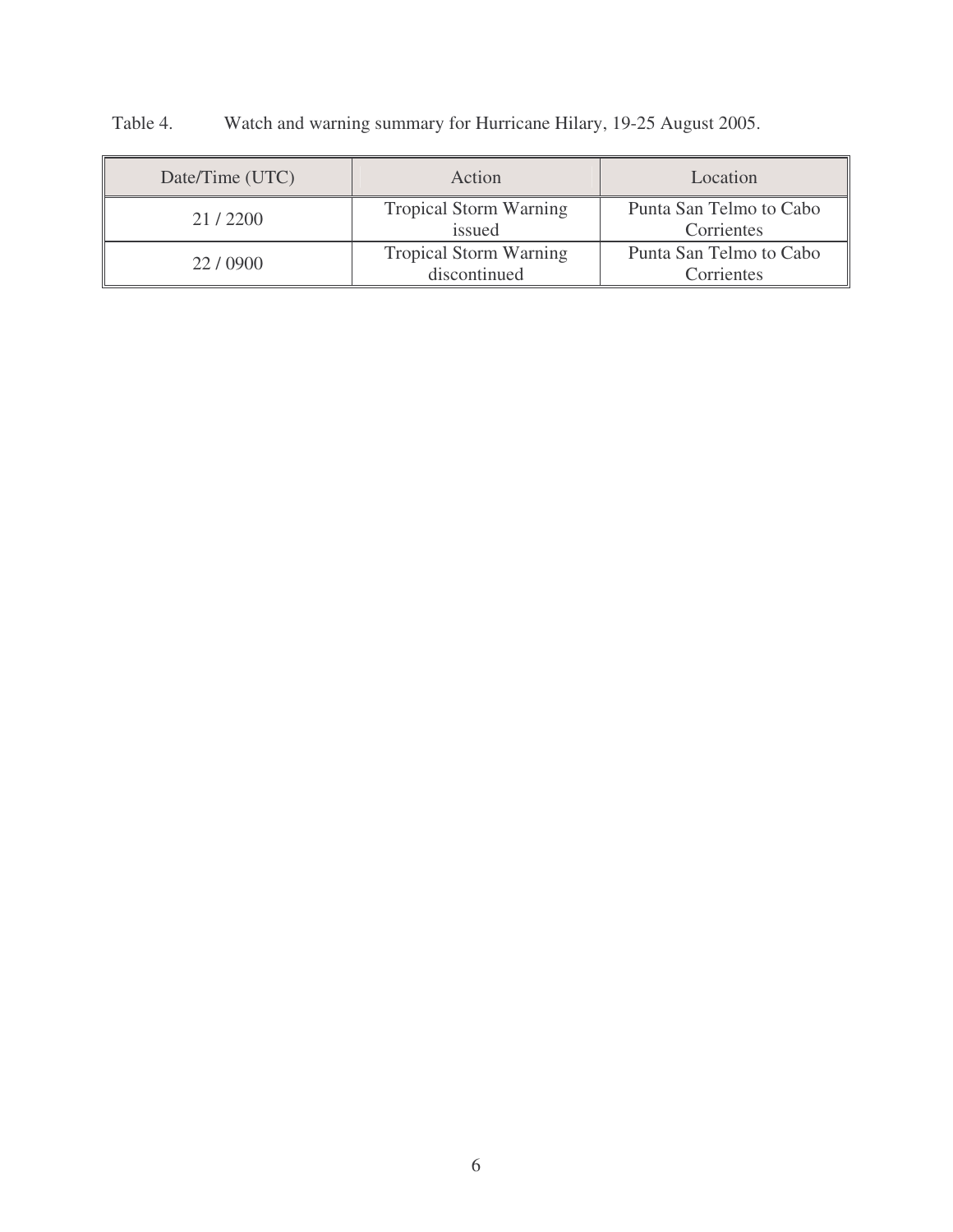Table 4. Watch and warning summary for Hurricane Hilary, 19-25 August 2005.

| Date/Time (UTC) | Action | Location |
| --- | --- | --- |
| 21 / 2200 | Tropical Storm Warning issued | Punta San Telmo to Cabo Corrientes |
| 22 / 0900 | Tropical Storm Warning discontinued | Punta San Telmo to Cabo Corrientes |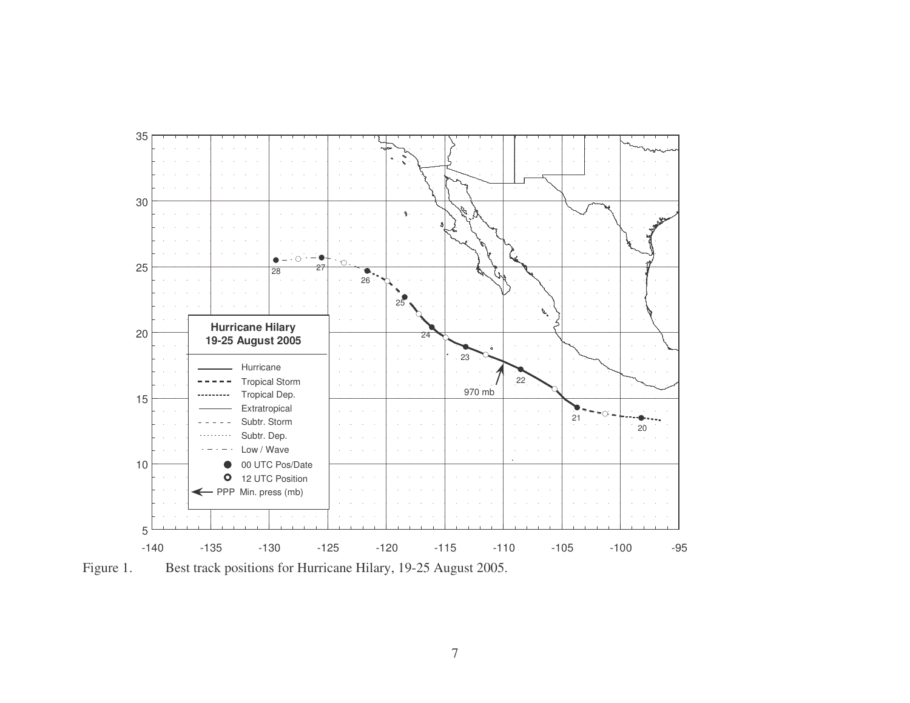Figure 1. Best track positions for Hurricane Hilary, 19-25 August 2005.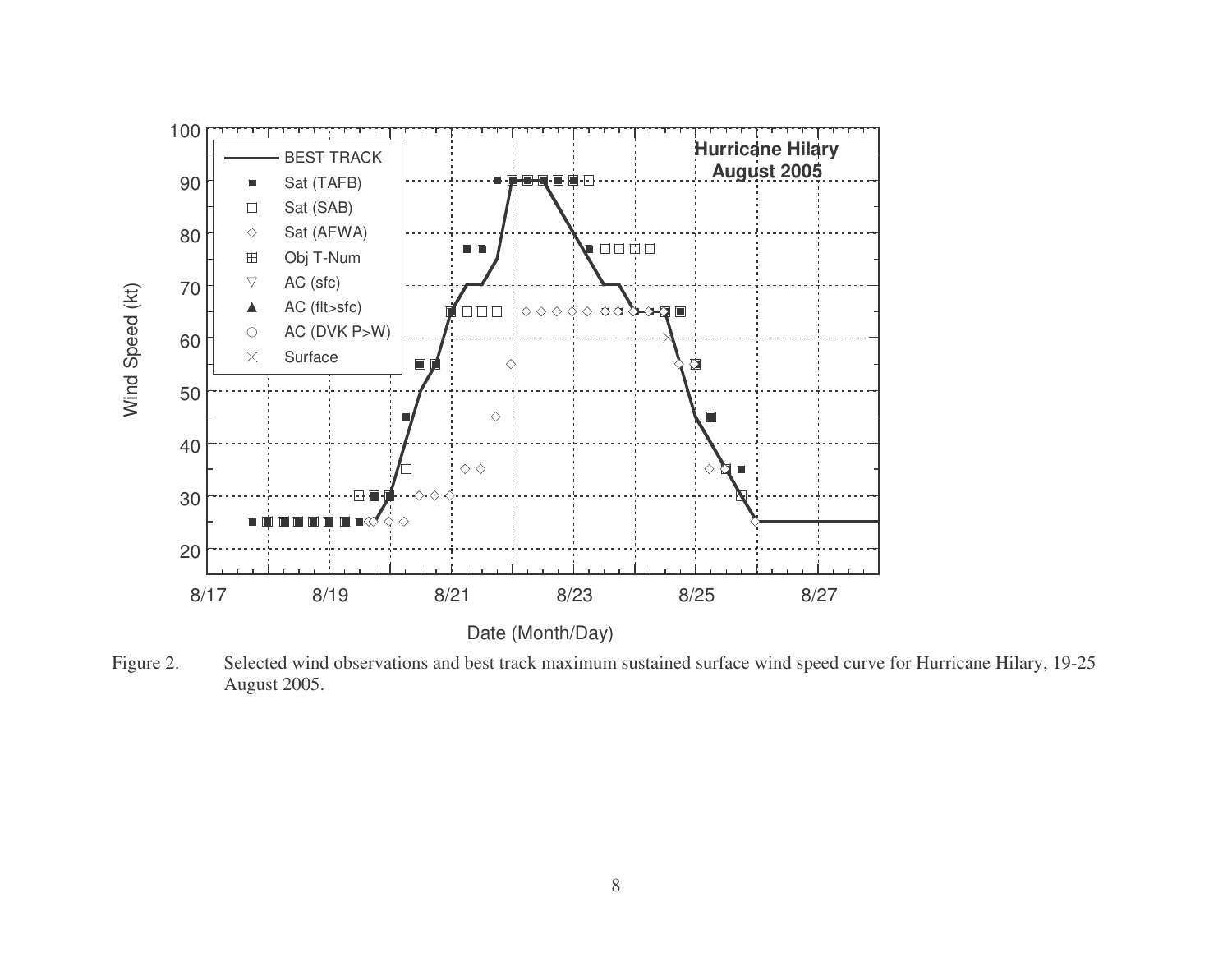Figure 2. Selected wind observations and best track maximum sustained surface wind speed curve for Hurricane Hilary, 19-25 August 2005.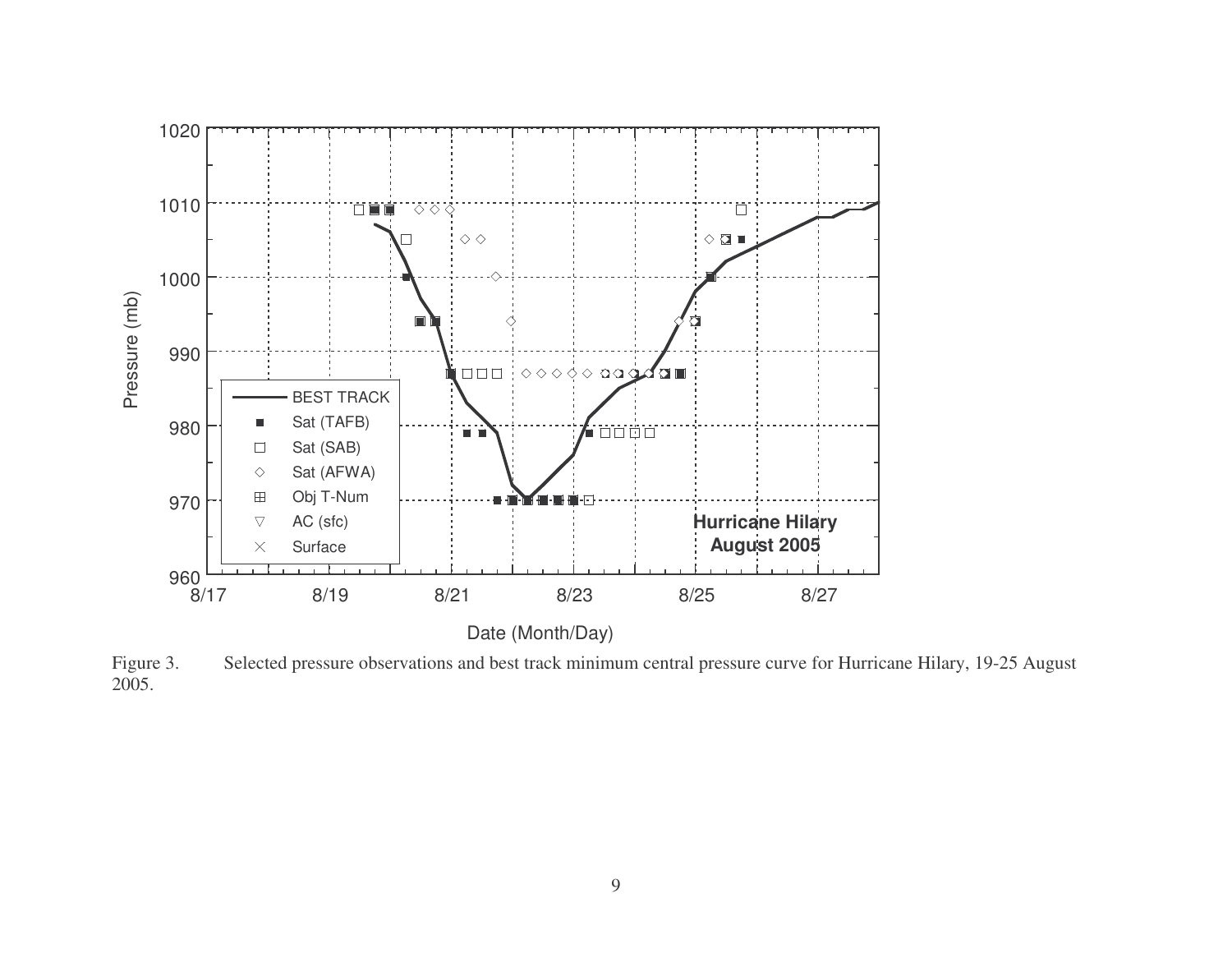1020

1010

1000

990

980

970

960

Pressure (mb)

8/17

8/19

8/21

8/23

8/25

8/27

Date (Month/Day)

BEST TRACK

Sat (TAFB)

Sat (SAB)

Sat (AFWA)

Obj T-Num

AC (sfc)

Surface

**Hurricane Hilary**
**August 2005**

Figure 3. Selected pressure observations and best track minimum central pressure curve for Hurricane Hilary, 19-25 August 2005.